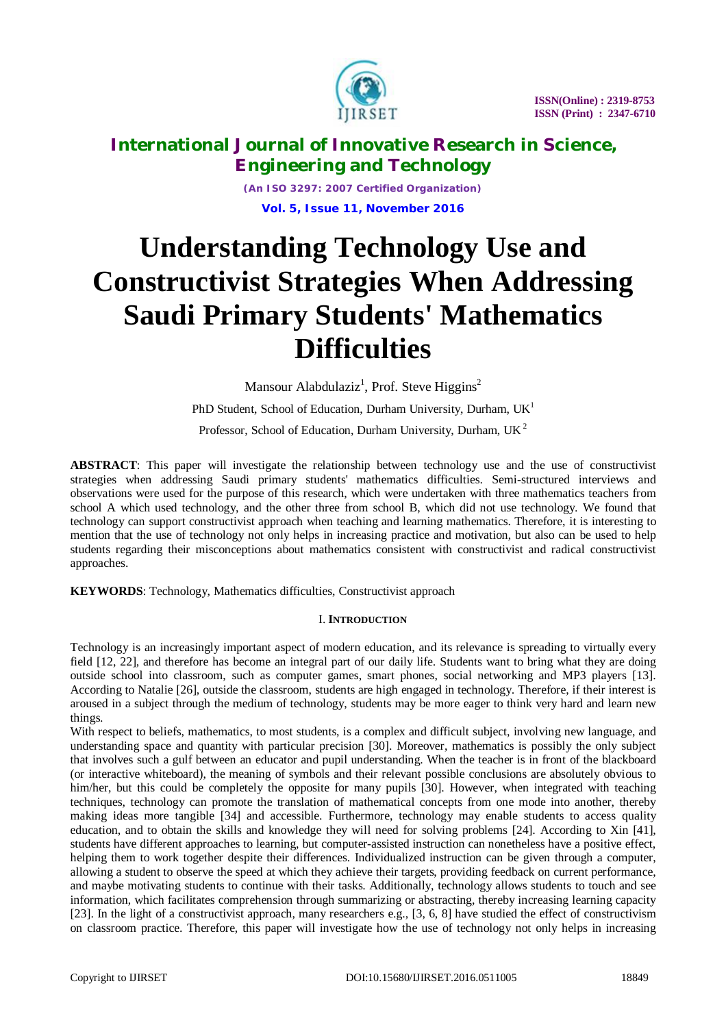# Understanding Technology Use and Constructivist Strategies When Addressing Saudi Primary Students' Mathematics Difficulties

Mansour Alabdulaziz[1], Prof. Steve Higgins[2]

PhD Student, School of Education, Durham University, Durham, UK[1]

Professor, School of Education, Durham University, Durham, UK[2]

**ABSTRACT**: This paper will investigate the relationship between technology use and the use of constructivist strategies when addressing Saudi primary students' mathematics difficulties. Semi-structured interviews and observations were used for the purpose of this research, which were undertaken with three mathematics teachers from school A which used technology, and the other three from school B, which did not use technology. We found that technology can support constructivist approach when teaching and learning mathematics. Therefore, it is interesting to mention that the use of technology not only helps in increasing practice and motivation, but also can be used to help students regarding their misconceptions about mathematics consistent with constructivist and radical constructivist approaches.

**KEYWORDS**: Technology, Mathematics difficulties, Constructivist approach

## I. Introduction

Technology is an increasingly important aspect of modern education, and its relevance is spreading to virtually every field [12, 22], and therefore has become an integral part of our daily life. Students want to bring what they are doing outside school into classroom, such as computer games, smart phones, social networking and MP3 players [13]. According to Natalie [26], outside the classroom, students are high engaged in technology. Therefore, if their interest is aroused in a subject through the medium of technology, students may be more eager to think very hard and learn new things.

With respect to beliefs, mathematics, to most students, is a complex and difficult subject, involving new language, and understanding space and quantity with particular precision [30]. Moreover, mathematics is possibly the only subject that involves such a gulf between an educator and pupil understanding. When the teacher is in front of the blackboard (or interactive whiteboard), the meaning of symbols and their relevant possible conclusions are absolutely obvious to him/her, but this could be completely the opposite for many pupils [30]. However, when integrated with teaching techniques, technology can promote the translation of mathematical concepts from one mode into another, thereby making ideas more tangible [34] and accessible. Furthermore, technology may enable students to access quality education, and to obtain the skills and knowledge they will need for solving problems [24]. According to Xin [41], students have different approaches to learning, but computer-assisted instruction can nonetheless have a positive effect, helping them to work together despite their differences. Individualized instruction can be given through a computer, allowing a student to observe the speed at which they achieve their targets, providing feedback on current performance, and maybe motivating students to continue with their tasks. Additionally, technology allows students to touch and see information, which facilitates comprehension through summarizing or abstracting, thereby increasing learning capacity [23]. In the light of a constructivist approach, many researchers e.g., [3, 6, 8] have studied the effect of constructivism on classroom practice. Therefore, this paper will investigate how the use of technology not only helps in increasing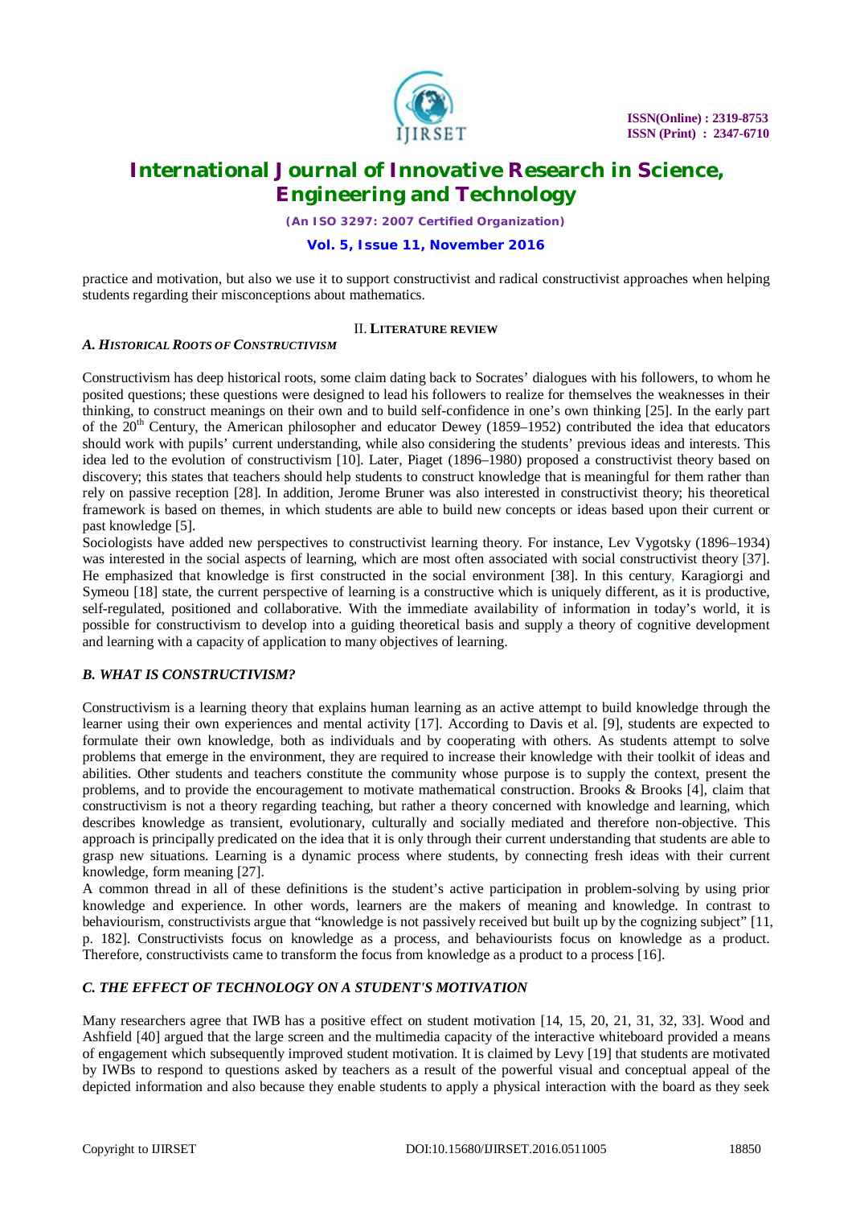practice and motivation, but also we use it to support constructivist and radical constructivist approaches when helping students regarding their misconceptions about mathematics.

## II. LITERATURE REVIEW

### A. *HISTORICAL ROOTS OF CONSTRUCTIVISM*

Constructivism has deep historical roots, some claim dating back to Socrates' dialogues with his followers, to whom he posited questions; these questions were designed to lead his followers to realize for themselves the weaknesses in their thinking, to construct meanings on their own and to build self-confidence in one's own thinking [25]. In the early part of the 20th Century, the American philosopher and educator Dewey (1859–1952) contributed the idea that educators should work with pupils' current understanding, while also considering the students' previous ideas and interests. This idea led to the evolution of constructivism [10]. Later, Piaget (1896–1980) proposed a constructivist theory based on discovery; this states that teachers should help students to construct knowledge that is meaningful for them rather than rely on passive reception [28]. In addition, Jerome Bruner was also interested in constructivist theory; his theoretical framework is based on themes, in which students are able to build new concepts or ideas based upon their current or past knowledge [5].

Sociologists have added new perspectives to constructivist learning theory. For instance, Lev Vygotsky (1896–1934) was interested in the social aspects of learning, which are most often associated with social constructivist theory [37]. He emphasized that knowledge is first constructed in the social environment [38]. In this century, Karagiorgi and Symeou [18] state, the current perspective of learning is a constructive which is uniquely different, as it is productive, self-regulated, positioned and collaborative. With the immediate availability of information in today's world, it is possible for constructivism to develop into a guiding theoretical basis and supply a theory of cognitive development and learning with a capacity of application to many objectives of learning.

### *B. WHAT IS CONSTRUCTIVISM?*

Constructivism is a learning theory that explains human learning as an active attempt to build knowledge through the learner using their own experiences and mental activity [17]. According to Davis et al. [9], students are expected to formulate their own knowledge, both as individuals and by cooperating with others. As students attempt to solve problems that emerge in the environment, they are required to increase their knowledge with their toolkit of ideas and abilities. Other students and teachers constitute the community whose purpose is to supply the context, present the problems, and to provide the encouragement to motivate mathematical construction. Brooks & Brooks [4], claim that constructivism is not a theory regarding teaching, but rather a theory concerned with knowledge and learning, which describes knowledge as transient, evolutionary, culturally and socially mediated and therefore non-objective. This approach is principally predicated on the idea that it is only through their current understanding that students are able to grasp new situations. Learning is a dynamic process where students, by connecting fresh ideas with their current knowledge, form meaning [27].

A common thread in all of these definitions is the student's active participation in problem-solving by using prior knowledge and experience. In other words, learners are the makers of meaning and knowledge. In contrast to behaviourism, constructivists argue that "knowledge is not passively received but built up by the cognizing subject" [11, p. 182]. Constructivists focus on knowledge as a process, and behaviourists focus on knowledge as a product. Therefore, constructivists came to transform the focus from knowledge as a product to a process [16].

### *C. THE EFFECT OF TECHNOLOGY ON A STUDENT'S MOTIVATION*

Many researchers agree that IWB has a positive effect on student motivation [14, 15, 20, 21, 31, 32, 33]. Wood and Ashfield [40] argued that the large screen and the multimedia capacity of the interactive whiteboard provided a means of engagement which subsequently improved student motivation. It is claimed by Levy [19] that students are motivated by IWBs to respond to questions asked by teachers as a result of the powerful visual and conceptual appeal of the depicted information and also because they enable students to apply a physical interaction with the board as they seek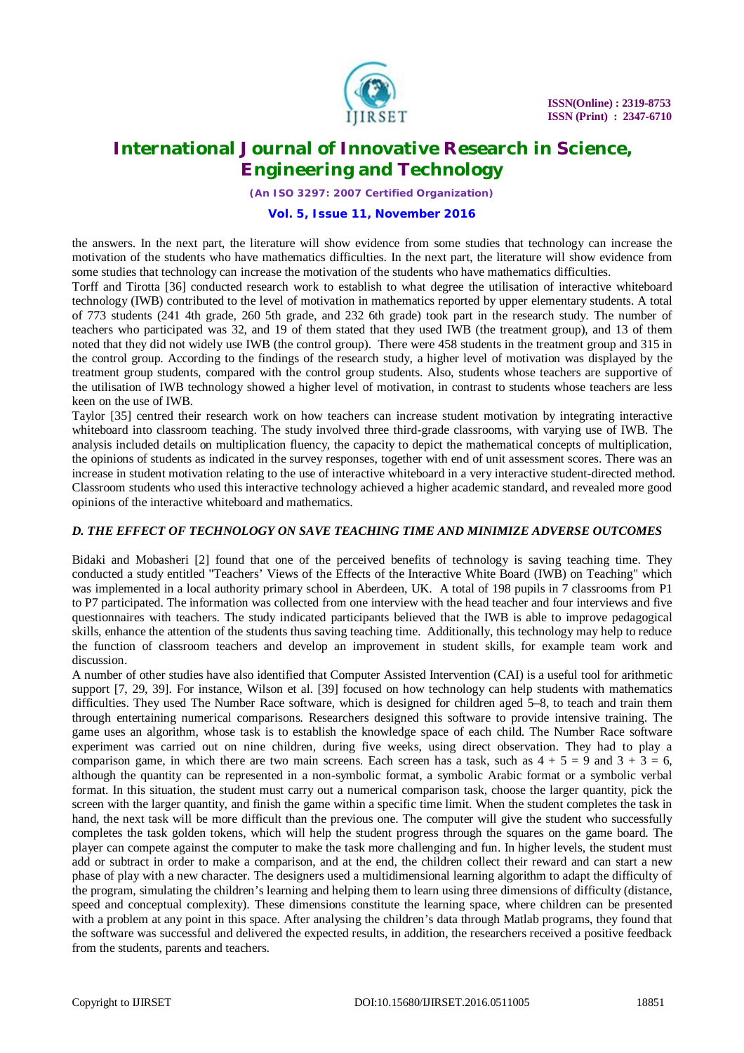the answers. In the next part, the literature will show evidence from some studies that technology can increase the motivation of the students who have mathematics difficulties. In the next part, the literature will show evidence from some studies that technology can increase the motivation of the students who have mathematics difficulties.

Torff and Tirotta [36] conducted research work to establish to what degree the utilisation of interactive whiteboard technology (IWB) contributed to the level of motivation in mathematics reported by upper elementary students. A total of 773 students (241 4th grade, 260 5th grade, and 232 6th grade) took part in the research study. The number of teachers who participated was 32, and 19 of them stated that they used IWB (the treatment group), and 13 of them noted that they did not widely use IWB (the control group). There were 458 students in the treatment group and 315 in the control group. According to the findings of the research study, a higher level of motivation was displayed by the treatment group students, compared with the control group students. Also, students whose teachers are supportive of the utilisation of IWB technology showed a higher level of motivation, in contrast to students whose teachers are less keen on the use of IWB.

Taylor [35] centred their research work on how teachers can increase student motivation by integrating interactive whiteboard into classroom teaching. The study involved three third-grade classrooms, with varying use of IWB. The analysis included details on multiplication fluency, the capacity to depict the mathematical concepts of multiplication, the opinions of students as indicated in the survey responses, together with end of unit assessment scores. There was an increase in student motivation relating to the use of interactive whiteboard in a very interactive student-directed method. Classroom students who used this interactive technology achieved a higher academic standard, and revealed more good opinions of the interactive whiteboard and mathematics.

### *D. THE EFFECT OF TECHNOLOGY ON SAVE TEACHING TIME AND MINIMIZE ADVERSE OUTCOMES*

Bidaki and Mobasheri [2] found that one of the perceived benefits of technology is saving teaching time. They conducted a study entitled "Teachers' Views of the Effects of the Interactive White Board (IWB) on Teaching" which was implemented in a local authority primary school in Aberdeen, UK. A total of 198 pupils in 7 classrooms from P1 to P7 participated. The information was collected from one interview with the head teacher and four interviews and five questionnaires with teachers. The study indicated participants believed that the IWB is able to improve pedagogical skills, enhance the attention of the students thus saving teaching time. Additionally, this technology may help to reduce the function of classroom teachers and develop an improvement in student skills, for example team work and discussion.

A number of other studies have also identified that Computer Assisted Intervention (CAI) is a useful tool for arithmetic support [7, 29, 39]. For instance, Wilson et al. [39] focused on how technology can help students with mathematics difficulties. They used The Number Race software, which is designed for children aged 5–8, to teach and train them through entertaining numerical comparisons. Researchers designed this software to provide intensive training. The game uses an algorithm, whose task is to establish the knowledge space of each child. The Number Race software experiment was carried out on nine children, during five weeks, using direct observation. They had to play a comparison game, in which there are two main screens. Each screen has a task, such as $4 + 5 = 9$ and $3 + 3 = 6$, although the quantity can be represented in a non-symbolic format, a symbolic Arabic format or a symbolic verbal format. In this situation, the student must carry out a numerical comparison task, choose the larger quantity, pick the screen with the larger quantity, and finish the game within a specific time limit. When the student completes the task in hand, the next task will be more difficult than the previous one. The computer will give the student who successfully completes the task golden tokens, which will help the student progress through the squares on the game board. The player can compete against the computer to make the task more challenging and fun. In higher levels, the student must add or subtract in order to make a comparison, and at the end, the children collect their reward and can start a new phase of play with a new character. The designers used a multidimensional learning algorithm to adapt the difficulty of the program, simulating the children's learning and helping them to learn using three dimensions of difficulty (distance, speed and conceptual complexity). These dimensions constitute the learning space, where children can be presented with a problem at any point in this space. After analysing the children's data through Matlab programs, they found that the software was successful and delivered the expected results, in addition, the researchers received a positive feedback from the students, parents and teachers.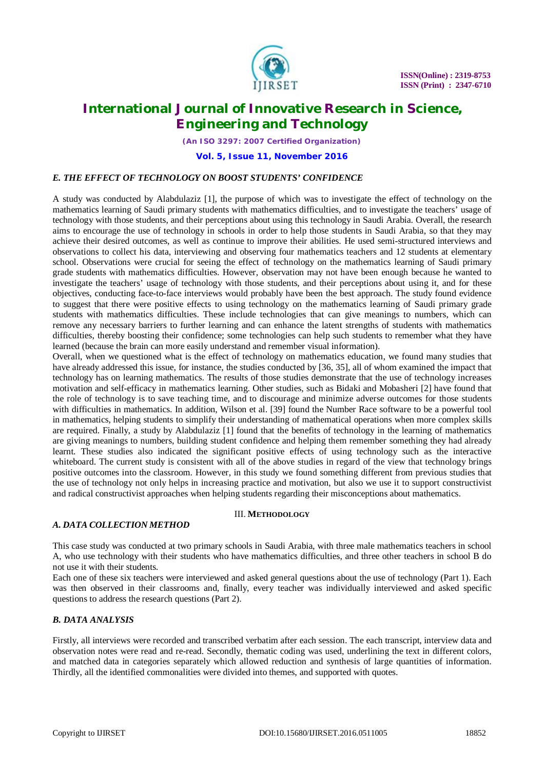### *E. THE EFFECT OF TECHNOLOGY ON BOOST STUDENTS' CONFIDENCE*

A study was conducted by Alabdulaziz [1], the purpose of which was to investigate the effect of technology on the mathematics learning of Saudi primary students with mathematics difficulties, and to investigate the teachers' usage of technology with those students, and their perceptions about using this technology in Saudi Arabia. Overall, the research aims to encourage the use of technology in schools in order to help those students in Saudi Arabia, so that they may achieve their desired outcomes, as well as continue to improve their abilities. He used semi-structured interviews and observations to collect his data, interviewing and observing four mathematics teachers and 12 students at elementary school. Observations were crucial for seeing the effect of technology on the mathematics learning of Saudi primary grade students with mathematics difficulties. However, observation may not have been enough because he wanted to investigate the teachers' usage of technology with those students, and their perceptions about using it, and for these objectives, conducting face-to-face interviews would probably have been the best approach. The study found evidence to suggest that there were positive effects to using technology on the mathematics learning of Saudi primary grade students with mathematics difficulties. These include technologies that can give meanings to numbers, which can remove any necessary barriers to further learning and can enhance the latent strengths of students with mathematics difficulties, thereby boosting their confidence; some technologies can help such students to remember what they have learned (because the brain can more easily understand and remember visual information).

Overall, when we questioned what is the effect of technology on mathematics education, we found many studies that have already addressed this issue, for instance, the studies conducted by [36, 35], all of whom examined the impact that technology has on learning mathematics. The results of those studies demonstrate that the use of technology increases motivation and self-efficacy in mathematics learning. Other studies, such as Bidaki and Mobasheri [2] have found that the role of technology is to save teaching time, and to discourage and minimize adverse outcomes for those students with difficulties in mathematics. In addition, Wilson et al. [39] found the Number Race software to be a powerful tool in mathematics, helping students to simplify their understanding of mathematical operations when more complex skills are required. Finally, a study by Alabdulaziz [1] found that the benefits of technology in the learning of mathematics are giving meanings to numbers, building student confidence and helping them remember something they had already learnt. These studies also indicated the significant positive effects of using technology such as the interactive whiteboard. The current study is consistent with all of the above studies in regard of the view that technology brings positive outcomes into the classroom. However, in this study we found something different from previous studies that the use of technology not only helps in increasing practice and motivation, but also we use it to support constructivist and radical constructivist approaches when helping students regarding their misconceptions about mathematics.

## III. METHODOLOGY

### *A. DATA COLLECTION METHOD*

This case study was conducted at two primary schools in Saudi Arabia, with three male mathematics teachers in school A, who use technology with their students who have mathematics difficulties, and three other teachers in school B do not use it with their students.

Each one of these six teachers were interviewed and asked general questions about the use of technology (Part 1). Each was then observed in their classrooms and, finally, every teacher was individually interviewed and asked specific questions to address the research questions (Part 2).

### *B. DATA ANALYSIS*

Firstly, all interviews were recorded and transcribed verbatim after each session. The each transcript, interview data and observation notes were read and re-read. Secondly, thematic coding was used, underlining the text in different colors, and matched data in categories separately which allowed reduction and synthesis of large quantities of information. Thirdly, all the identified commonalities were divided into themes, and supported with quotes.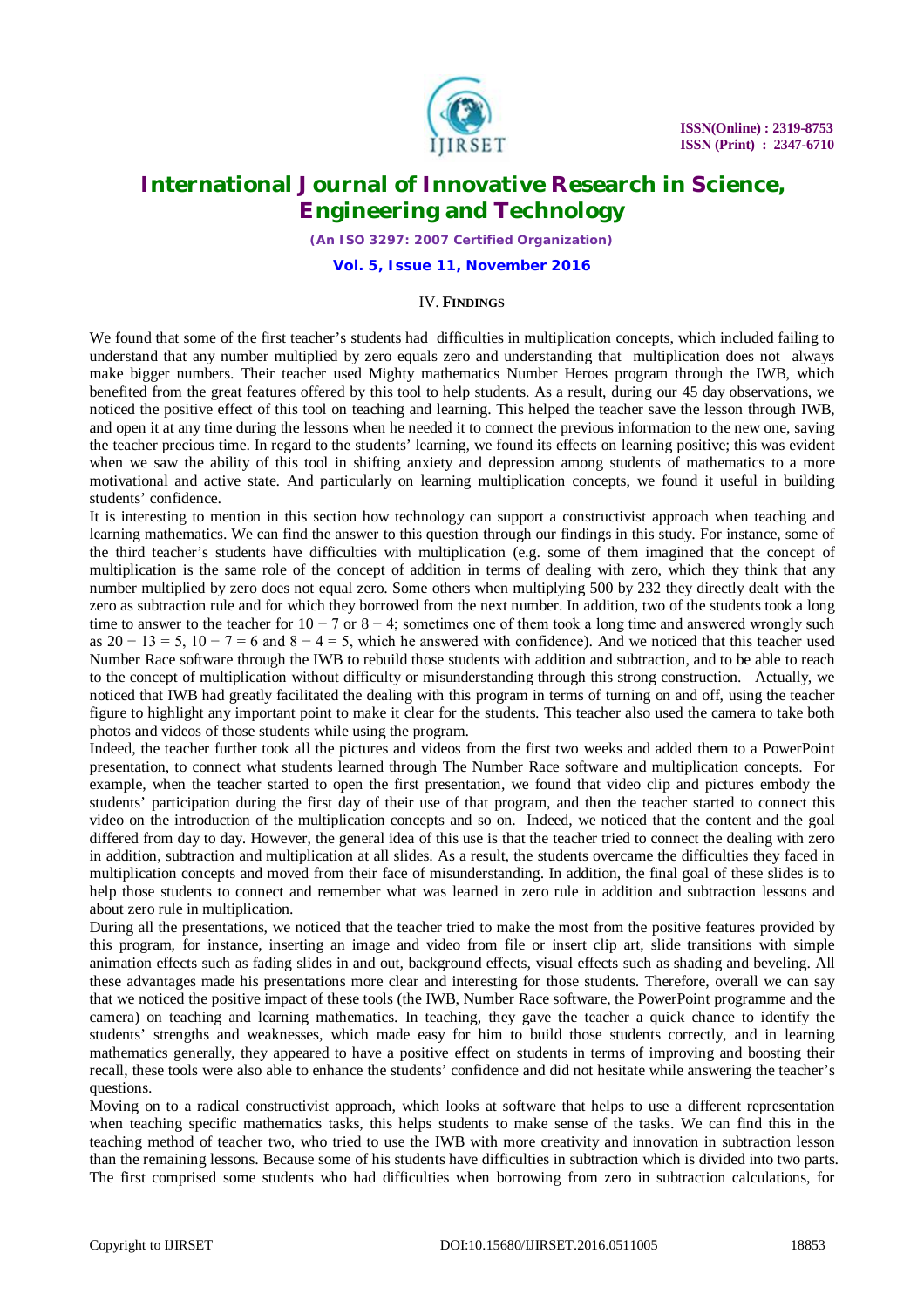## IV. FINDINGS

We found that some of the first teacher's students had difficulties in multiplication concepts, which included failing to understand that any number multiplied by zero equals zero and understanding that multiplication does not always make bigger numbers. Their teacher used Mighty mathematics Number Heroes program through the IWB, which benefited from the great features offered by this tool to help students. As a result, during our 45 day observations, we noticed the positive effect of this tool on teaching and learning. This helped the teacher save the lesson through IWB, and open it at any time during the lessons when he needed it to connect the previous information to the new one, saving the teacher precious time. In regard to the students' learning, we found its effects on learning positive; this was evident when we saw the ability of this tool in shifting anxiety and depression among students of mathematics to a more motivational and active state. And particularly on learning multiplication concepts, we found it useful in building students' confidence.

It is interesting to mention in this section how technology can support a constructivist approach when teaching and learning mathematics. We can find the answer to this question through our findings in this study. For instance, some of the third teacher's students have difficulties with multiplication (e.g. some of them imagined that the concept of multiplication is the same role of the concept of addition in terms of dealing with zero, which they think that any number multiplied by zero does not equal zero. Some others when multiplying 500 by 232 they directly dealt with the zero as subtraction rule and for which they borrowed from the next number. In addition, two of the students took a long time to answer to the teacher for $10 - 7$ or $8 - 4$; sometimes one of them took a long time and answered wrongly such as $20 - 13 = 5$, $10 - 7 = 6$ and $8 - 4 = 5$, which he answered with confidence). And we noticed that this teacher used Number Race software through the IWB to rebuild those students with addition and subtraction, and to be able to reach to the concept of multiplication without difficulty or misunderstanding through this strong construction. Actually, we noticed that IWB had greatly facilitated the dealing with this program in terms of turning on and off, using the teacher figure to highlight any important point to make it clear for the students. This teacher also used the camera to take both photos and videos of those students while using the program.

Indeed, the teacher further took all the pictures and videos from the first two weeks and added them to a PowerPoint presentation, to connect what students learned through The Number Race software and multiplication concepts. For example, when the teacher started to open the first presentation, we found that video clip and pictures embody the students' participation during the first day of their use of that program, and then the teacher started to connect this video on the introduction of the multiplication concepts and so on. Indeed, we noticed that the content and the goal differed from day to day. However, the general idea of this use is that the teacher tried to connect the dealing with zero in addition, subtraction and multiplication at all slides. As a result, the students overcame the difficulties they faced in multiplication concepts and moved from their face of misunderstanding. In addition, the final goal of these slides is to help those students to connect and remember what was learned in zero rule in addition and subtraction lessons and about zero rule in multiplication.

During all the presentations, we noticed that the teacher tried to make the most from the positive features provided by this program, for instance, inserting an image and video from file or insert clip art, slide transitions with simple animation effects such as fading slides in and out, background effects, visual effects such as shading and beveling. All these advantages made his presentations more clear and interesting for those students. Therefore, overall we can say that we noticed the positive impact of these tools (the IWB, Number Race software, the PowerPoint programme and the camera) on teaching and learning mathematics. In teaching, they gave the teacher a quick chance to identify the students' strengths and weaknesses, which made easy for him to build those students correctly, and in learning mathematics generally, they appeared to have a positive effect on students in terms of improving and boosting their recall, these tools were also able to enhance the students' confidence and did not hesitate while answering the teacher's questions.

Moving on to a radical constructivist approach, which looks at software that helps to use a different representation when teaching specific mathematics tasks, this helps students to make sense of the tasks. We can find this in the teaching method of teacher two, who tried to use the IWB with more creativity and innovation in subtraction lesson than the remaining lessons. Because some of his students have difficulties in subtraction which is divided into two parts. The first comprised some students who had difficulties when borrowing from zero in subtraction calculations, for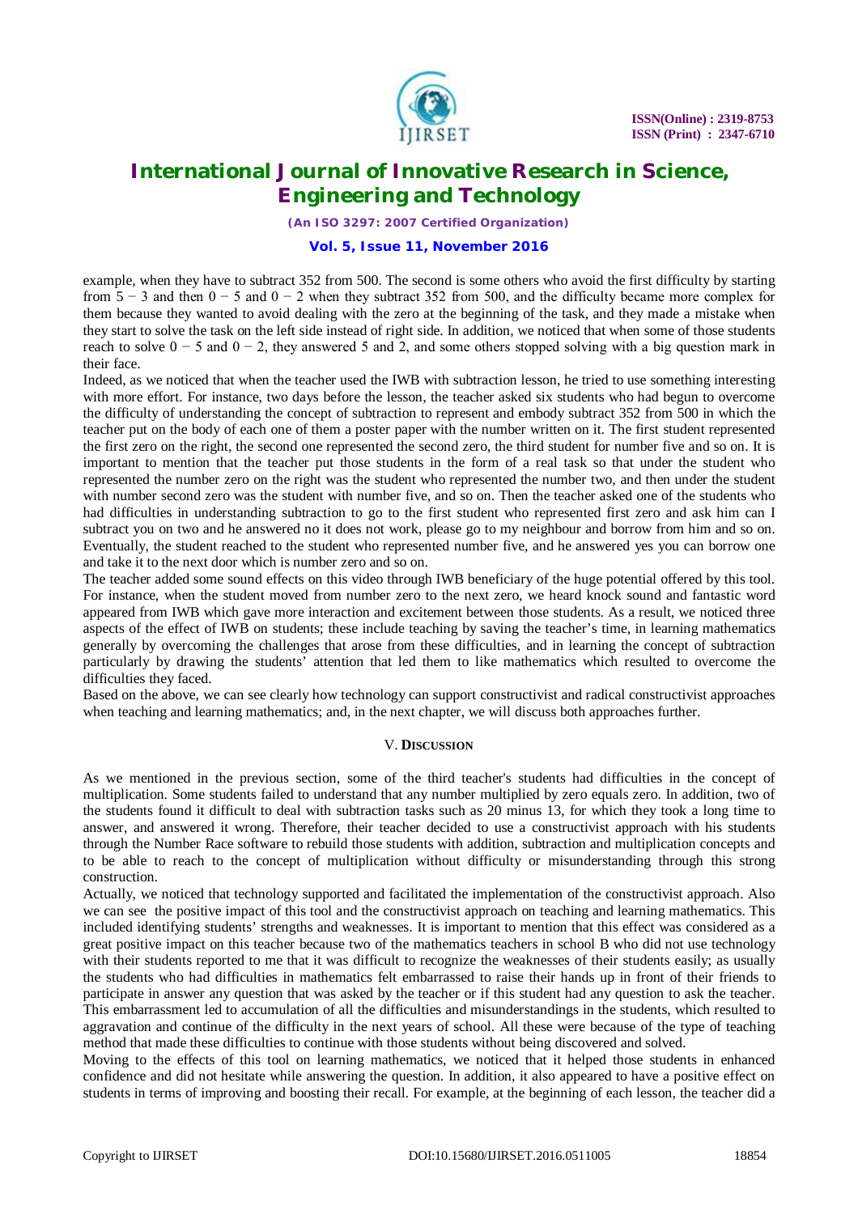example, when they have to subtract 352 from 500. The second is some others who avoid the first difficulty by starting from $5 - 3$ and then $0 - 5$ and $0 - 2$ when they subtract 352 from 500, and the difficulty became more complex for them because they wanted to avoid dealing with the zero at the beginning of the task, and they made a mistake when they start to solve the task on the left side instead of right side. In addition, we noticed that when some of those students reach to solve $0 - 5$ and $0 - 2$, they answered 5 and 2, and some others stopped solving with a big question mark in their face.

Indeed, as we noticed that when the teacher used the IWB with subtraction lesson, he tried to use something interesting with more effort. For instance, two days before the lesson, the teacher asked six students who had begun to overcome the difficulty of understanding the concept of subtraction to represent and embody subtract 352 from 500 in which the teacher put on the body of each one of them a poster paper with the number written on it. The first student represented the first zero on the right, the second one represented the second zero, the third student for number five and so on. It is important to mention that the teacher put those students in the form of a real task so that under the student who represented the number zero on the right was the student who represented the number two, and then under the student with number second zero was the student with number five, and so on. Then the teacher asked one of the students who had difficulties in understanding subtraction to go to the first student who represented first zero and ask him can I subtract you on two and he answered no it does not work, please go to my neighbour and borrow from him and so on. Eventually, the student reached to the student who represented number five, and he answered yes you can borrow one and take it to the next door which is number zero and so on.

The teacher added some sound effects on this video through IWB beneficiary of the huge potential offered by this tool. For instance, when the student moved from number zero to the next zero, we heard knock sound and fantastic word appeared from IWB which gave more interaction and excitement between those students. As a result, we noticed three aspects of the effect of IWB on students; these include teaching by saving the teacher's time, in learning mathematics generally by overcoming the challenges that arose from these difficulties, and in learning the concept of subtraction particularly by drawing the students' attention that led them to like mathematics which resulted to overcome the difficulties they faced.

Based on the above, we can see clearly how technology can support constructivist and radical constructivist approaches when teaching and learning mathematics; and, in the next chapter, we will discuss both approaches further.

## V. Discussion

As we mentioned in the previous section, some of the third teacher's students had difficulties in the concept of multiplication. Some students failed to understand that any number multiplied by zero equals zero. In addition, two of the students found it difficult to deal with subtraction tasks such as 20 minus 13, for which they took a long time to answer, and answered it wrong. Therefore, their teacher decided to use a constructivist approach with his students through the Number Race software to rebuild those students with addition, subtraction and multiplication concepts and to be able to reach to the concept of multiplication without difficulty or misunderstanding through this strong construction.

Actually, we noticed that technology supported and facilitated the implementation of the constructivist approach. Also we can see the positive impact of this tool and the constructivist approach on teaching and learning mathematics. This included identifying students' strengths and weaknesses. It is important to mention that this effect was considered as a great positive impact on this teacher because two of the mathematics teachers in school B who did not use technology with their students reported to me that it was difficult to recognize the weaknesses of their students easily; as usually the students who had difficulties in mathematics felt embarrassed to raise their hands up in front of their friends to participate in answer any question that was asked by the teacher or if this student had any question to ask the teacher. This embarrassment led to accumulation of all the difficulties and misunderstandings in the students, which resulted to aggravation and continue of the difficulty in the next years of school. All these were because of the type of teaching method that made these difficulties to continue with those students without being discovered and solved.

Moving to the effects of this tool on learning mathematics, we noticed that it helped those students in enhanced confidence and did not hesitate while answering the question. In addition, it also appeared to have a positive effect on students in terms of improving and boosting their recall. For example, at the beginning of each lesson, the teacher did a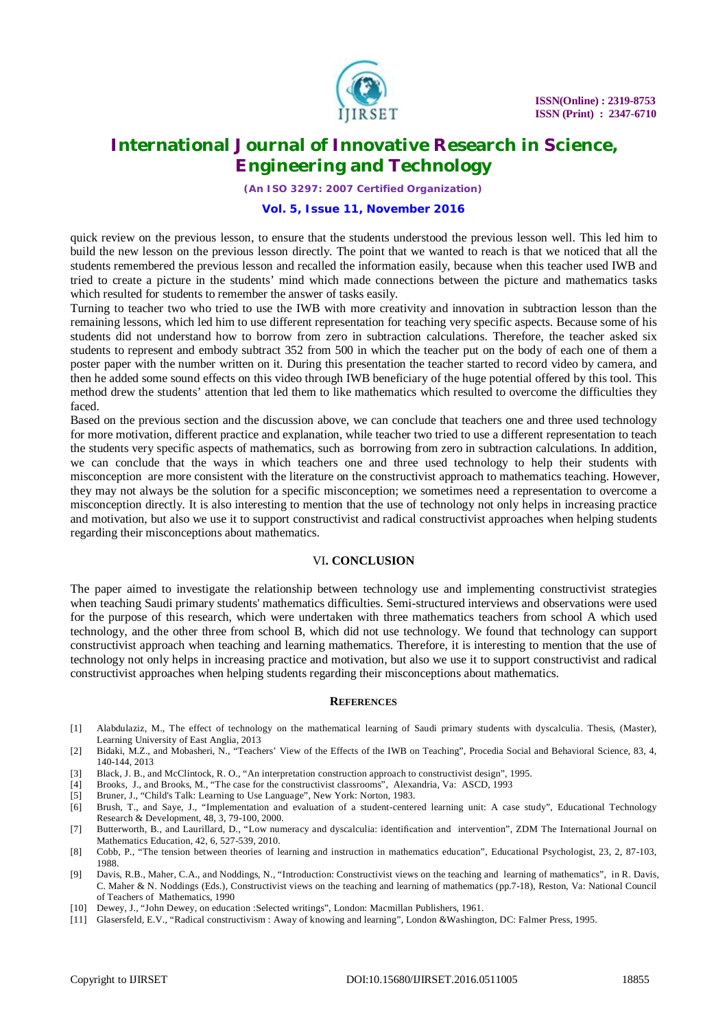quick review on the previous lesson, to ensure that the students understood the previous lesson well. This led him to build the new lesson on the previous lesson directly. The point that we wanted to reach is that we noticed that all the students remembered the previous lesson and recalled the information easily, because when this teacher used IWB and tried to create a picture in the students' mind which made connections between the picture and mathematics tasks which resulted for students to remember the answer of tasks easily.

Turning to teacher two who tried to use the IWB with more creativity and innovation in subtraction lesson than the remaining lessons, which led him to use different representation for teaching very specific aspects. Because some of his students did not understand how to borrow from zero in subtraction calculations. Therefore, the teacher asked six students to represent and embody subtract 352 from 500 in which the teacher put on the body of each one of them a poster paper with the number written on it. During this presentation the teacher started to record video by camera, and then he added some sound effects on this video through IWB beneficiary of the huge potential offered by this tool. This method drew the students' attention that led them to like mathematics which resulted to overcome the difficulties they faced.

Based on the previous section and the discussion above, we can conclude that teachers one and three used technology for more motivation, different practice and explanation, while teacher two tried to use a different representation to teach the students very specific aspects of mathematics, such as borrowing from zero in subtraction calculations. In addition, we can conclude that the ways in which teachers one and three used technology to help their students with misconception are more consistent with the literature on the constructivist approach to mathematics teaching. However, they may not always be the solution for a specific misconception; we sometimes need a representation to overcome a misconception directly. It is also interesting to mention that the use of technology not only helps in increasing practice and motivation, but also we use it to support constructivist and radical constructivist approaches when helping students regarding their misconceptions about mathematics.

## VI. CONCLUSION

The paper aimed to investigate the relationship between technology use and implementing constructivist strategies when teaching Saudi primary students' mathematics difficulties. Semi-structured interviews and observations were used for the purpose of this research, which were undertaken with three mathematics teachers from school A which used technology, and the other three from school B, which did not use technology. We found that technology can support constructivist approach when teaching and learning mathematics. Therefore, it is interesting to mention that the use of technology not only helps in increasing practice and motivation, but also we use it to support constructivist and radical constructivist approaches when helping students regarding their misconceptions about mathematics.

## REFERENCES

[1] Alabdulaziz, M., The effect of technology on the mathematical learning of Saudi primary students with dyscalculia. Thesis, (Master), Learning University of East Anglia, 2013

[2] Bidaki, M.Z., and Mobasheri, N., "Teachers' View of the Effects of the IWB on Teaching", Procedia Social and Behavioral Science, 83, 4, 140-144, 2013

[3] Black, J. B., and McClintock, R. O., "An interpretation construction approach to constructivist design", 1995.

[4] Brooks, J., and Brooks, M., "The case for the constructivist classrooms", Alexandria, Va: ASCD, 1993

[5] Bruner, J., "Child's Talk: Learning to Use Language", New York: Norton, 1983.

[6] Brush, T., and Saye, J., "Implementation and evaluation of a student-centered learning unit: A case study", Educational Technology Research & Development, 48, 3, 79-100, 2000.

[7] Butterworth, B., and Laurillard, D., "Low numeracy and dyscalculia: identification and intervention", ZDM The International Journal on Mathematics Education, 42, 6, 527-539, 2010.

[8] Cobb, P., "The tension between theories of learning and instruction in mathematics education", Educational Psychologist, 23, 2, 87-103, 1988.

[9] Davis, R.B., Maher, C.A., and Noddings, N., "Introduction: Constructivist views on the teaching and learning of mathematics", in R. Davis, C. Maher & N. Noddings (Eds.), Constructivist views on the teaching and learning of mathematics (pp.7-18), Reston, Va: National Council of Teachers of Mathematics, 1990

[10] Dewey, J., "John Dewey, on education :Selected writings", London: Macmillan Publishers, 1961.

[11] Glasersfeld, E.V., "Radical constructivism : Away of knowing and learning", London &Washington, DC: Falmer Press, 1995.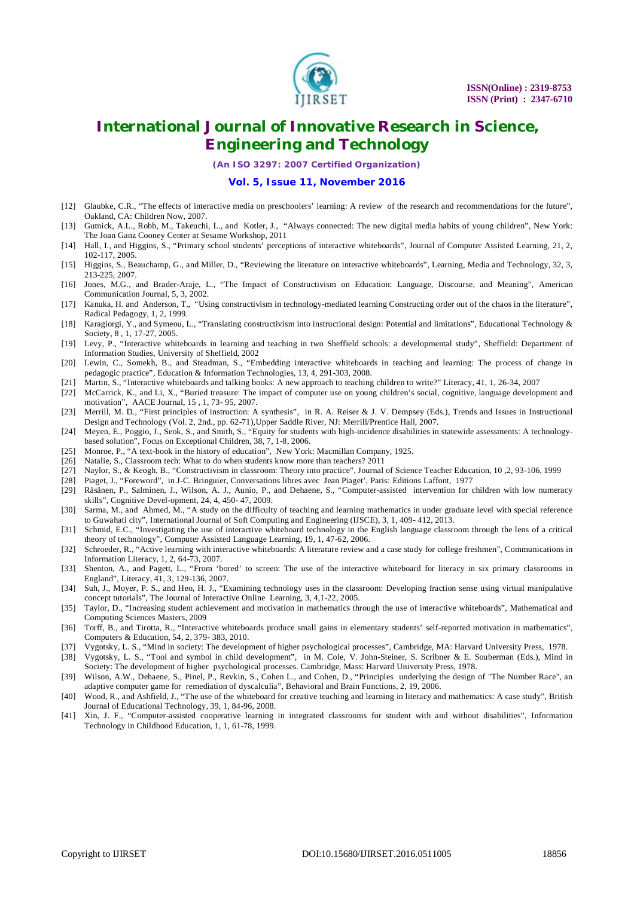[12] Glaubke, C.R., "The effects of interactive media on preschoolers' learning: A review of the research and recommendations for the future", Oakland, CA: Children Now, 2007.

[13] Gutnick, A.L., Robb, M., Takeuchi, L., and Kotler, J., "Always connected: The new digital media habits of young children", New York: The Joan Ganz Cooney Center at Sesame Workshop, 2011

[14] Hall, I., and Higgins, S., "Primary school students' perceptions of interactive whiteboards", Journal of Computer Assisted Learning, 21, 2, 102-117, 2005.

[15] Higgins, S., Beauchamp, G., and Miller, D., "Reviewing the literature on interactive whiteboards", Learning, Media and Technology, 32, 3, 213-225, 2007.

[16] Jones, M.G., and Brader-Araje, L., "The Impact of Constructivism on Education: Language, Discourse, and Meaning", American Communication Journal, 5, 3, 2002.

[17] Kanuka, H. and Anderson, T., "Using constructivism in technology-mediated learning Constructing order out of the chaos in the literature", Radical Pedagogy, 1, 2, 1999.

[18] Karagiorgi, Y., and Symeou, L., "Translating constructivism into instructional design: Potential and limitations", Educational Technology & Society, 8 , 1, 17-27, 2005.

[19] Levy, P., "Interactive whiteboards in learning and teaching in two Sheffield schools: a developmental study", Sheffield: Department of Information Studies, University of Sheffield, 2002

[20] Lewin, C., Somekh, B., and Steadman, S., "Embedding interactive whiteboards in teaching and learning: The process of change in pedagogic practice", Education & Information Technologies, 13, 4, 291-303, 2008.

[21] Martin, S., "Interactive whiteboards and talking books: A new approach to teaching children to write?" Literacy, 41, 1, 26-34, 2007

[22] McCarrick, K., and Li, X., "Buried treasure: The impact of computer use on young children's social, cognitive, language development and motivation", AACE Journal, 15 , 1, 73- 95, 2007.

[23] Merrill, M. D., "First principles of instruction: A synthesis", in R. A. Reiser & J. V. Dempsey (Eds.), Trends and Issues in Instructional Design and Technology (Vol. 2, 2nd., pp. 62-71),Upper Saddle River, NJ: Merrill/Prentice Hall, 2007.

[24] Meyen, E., Poggio, J., Seok, S., and Smith, S., "Equity for students with high-incidence disabilities in statewide assessments: A technology-based solution", Focus on Exceptional Children, 38, 7, 1-8, 2006.

[25] Monroe, P., "A text-book in the history of education", New York: Macmillan Company, 1925.

[26] Natalie, S., Classroom tech: What to do when students know more than teachers? 2011

[27] Naylor, S., & Keogh, B., "Constructivism in classroom: Theory into practice", Journal of Science Teacher Education, 10 ,2, 93-106, 1999

[28] Piaget, J., "Foreword", in J-C. Bringuier, Conversations libres avec Jean Piaget', Paris: Editions Laffont, 1977

[29] Räsänen, P., Salminen, J., Wilson, A. J., Aunio, P., and Dehaene, S., "Computer-assisted intervention for children with low numeracy skills", Cognitive Devel-opment, 24, 4, 450- 47, 2009.

[30] Sarma, M., and Ahmed, M., "A study on the difficulty of teaching and learning mathematics in under graduate level with special reference to Guwahati city", International Journal of Soft Computing and Engineering (IJSCE), 3, 1, 409- 412, 2013.

[31] Schmid, E.C., "Investigating the use of interactive whiteboard technology in the English language classroom through the lens of a critical theory of technology", Computer Assisted Language Learning, 19, 1, 47-62, 2006.

[32] Schroeder, R., "Active learning with interactive whiteboards: A literature review and a case study for college freshmen", Communications in Information Literacy, 1, 2, 64-73, 2007.

[33] Shenton, A., and Pagett, L., "From 'bored' to screen: The use of the interactive whiteboard for literacy in six primary classrooms in England", Literacy, 41, 3, 129-136, 2007.

[34] Suh, J., Moyer, P. S., and Heo, H. J., "Examining technology uses in the classroom: Developing fraction sense using virtual manipulative concept tutorials", The Journal of Interactive Online Learning, 3, 4,1-22, 2005.

[35] Taylor, D., "Increasing student achievement and motivation in mathematics through the use of interactive whiteboards", Mathematical and Computing Sciences Masters, 2009

[36] Torff, B., and Tirotta, R., "Interactive whiteboards produce small gains in elementary students' self-reported motivation in mathematics", Computers & Education, 54, 2, 379- 383, 2010.

[37] Vygotsky, L. S., "Mind in society: The development of higher psychological processes", Cambridge, MA: Harvard University Press, 1978.

[38] Vygotsky, L. S., "Tool and symbol in child development", in M. Cole, V. John-Steiner, S. Scribner & E. Souberman (Eds.), Mind in Society: The development of higher psychological processes. Cambridge, Mass: Harvard University Press, 1978.

[39] Wilson, A.W., Dehaene, S., Pinel, P., Revkin, S., Cohen L., and Cohen, D., "Principles underlying the design of "The Number Race", an adaptive computer game for remediation of dyscalculia", Behavioral and Brain Functions, 2, 19, 2006.

[40] Wood, R., and Ashfield, J., "The use of the whiteboard for creative teaching and learning in literacy and mathematics: A case study", British Journal of Educational Technology, 39, 1, 84-96, 2008.

[41] Xin, J. F., "Computer-assisted cooperative learning in integrated classrooms for student with and without disabilities", Information Technology in Childhood Education, 1, 1, 61-78, 1999.